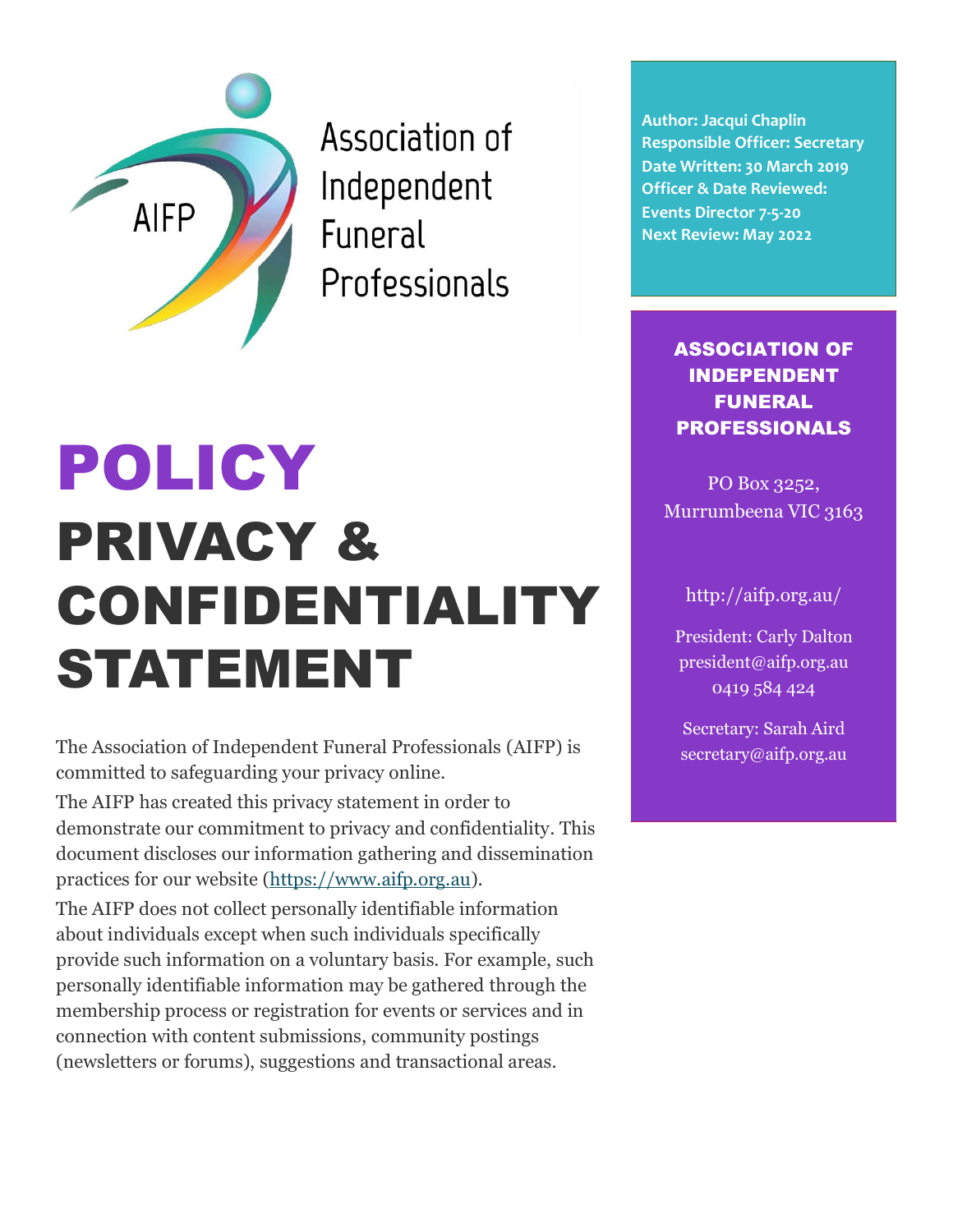Association of Independent Funeral Professionals

AIFP

# POLICY

# PRIVACY & CONFIDENTIALITY STATEMENT

**Author: Jacqui Chaplin**
**Responsible Officer: Secretary**
**Date Written: 30 March 2019**
**Officer & Date Reviewed: Events Director 7-5-20**
**Next Review: May 2022**

**ASSOCIATION OF INDEPENDENT FUNERAL PROFESSIONALS**

PO Box 3252, Murrumbeena VIC 3163

http://aifp.org.au/

President: Carly Dalton
president@aifp.org.au
0419 584 424

Secretary: Sarah Aird
secretary@aifp.org.au

The Association of Independent Funeral Professionals (AIFP) is committed to safeguarding your privacy online.

The AIFP has created this privacy statement in order to demonstrate our commitment to privacy and confidentiality. This document discloses our information gathering and dissemination practices for our website (https://www.aifp.org.au).

The AIFP does not collect personally identifiable information about individuals except when such individuals specifically provide such information on a voluntary basis. For example, such personally identifiable information may be gathered through the membership process or registration for events or services and in connection with content submissions, community postings (newsletters or forums), suggestions and transactional areas.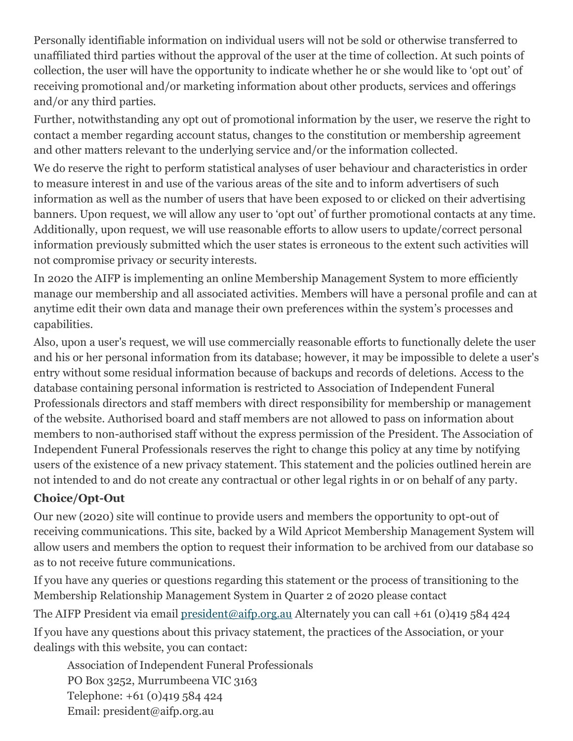Personally identifiable information on individual users will not be sold or otherwise transferred to unaffiliated third parties without the approval of the user at the time of collection. At such points of collection, the user will have the opportunity to indicate whether he or she would like to 'opt out' of receiving promotional and/or marketing information about other products, services and offerings and/or any third parties.

Further, notwithstanding any opt out of promotional information by the user, we reserve the right to contact a member regarding account status, changes to the constitution or membership agreement and other matters relevant to the underlying service and/or the information collected.

We do reserve the right to perform statistical analyses of user behaviour and characteristics in order to measure interest in and use of the various areas of the site and to inform advertisers of such information as well as the number of users that have been exposed to or clicked on their advertising banners. Upon request, we will allow any user to 'opt out' of further promotional contacts at any time. Additionally, upon request, we will use reasonable efforts to allow users to update/correct personal information previously submitted which the user states is erroneous to the extent such activities will not compromise privacy or security interests.

In 2020 the AIFP is implementing an online Membership Management System to more efficiently manage our membership and all associated activities. Members will have a personal profile and can at anytime edit their own data and manage their own preferences within the system's processes and capabilities.

Also, upon a user's request, we will use commercially reasonable efforts to functionally delete the user and his or her personal information from its database; however, it may be impossible to delete a user's entry without some residual information because of backups and records of deletions. Access to the database containing personal information is restricted to Association of Independent Funeral Professionals directors and staff members with direct responsibility for membership or management of the website. Authorised board and staff members are not allowed to pass on information about members to non-authorised staff without the express permission of the President. The Association of Independent Funeral Professionals reserves the right to change this policy at any time by notifying users of the existence of a new privacy statement. This statement and the policies outlined herein are not intended to and do not create any contractual or other legal rights in or on behalf of any party.

**Choice/Opt-Out**

Our new (2020) site will continue to provide users and members the opportunity to opt-out of receiving communications. This site, backed by a Wild Apricot Membership Management System will allow users and members the option to request their information to be archived from our database so as to not receive future communications.

If you have any queries or questions regarding this statement or the process of transitioning to the Membership Relationship Management System in Quarter 2 of 2020 please contact

The AIFP President via email [president@aifp.org.au](mailto:president@aifp.org.au) Alternately you can call +61 (0)419 584 424

If you have any questions about this privacy statement, the practices of the Association, or your dealings with this website, you can contact:

Association of Independent Funeral Professionals
PO Box 3252, Murrumbeena VIC 3163
Telephone: +61 (0)419 584 424
Email: president@aifp.org.au